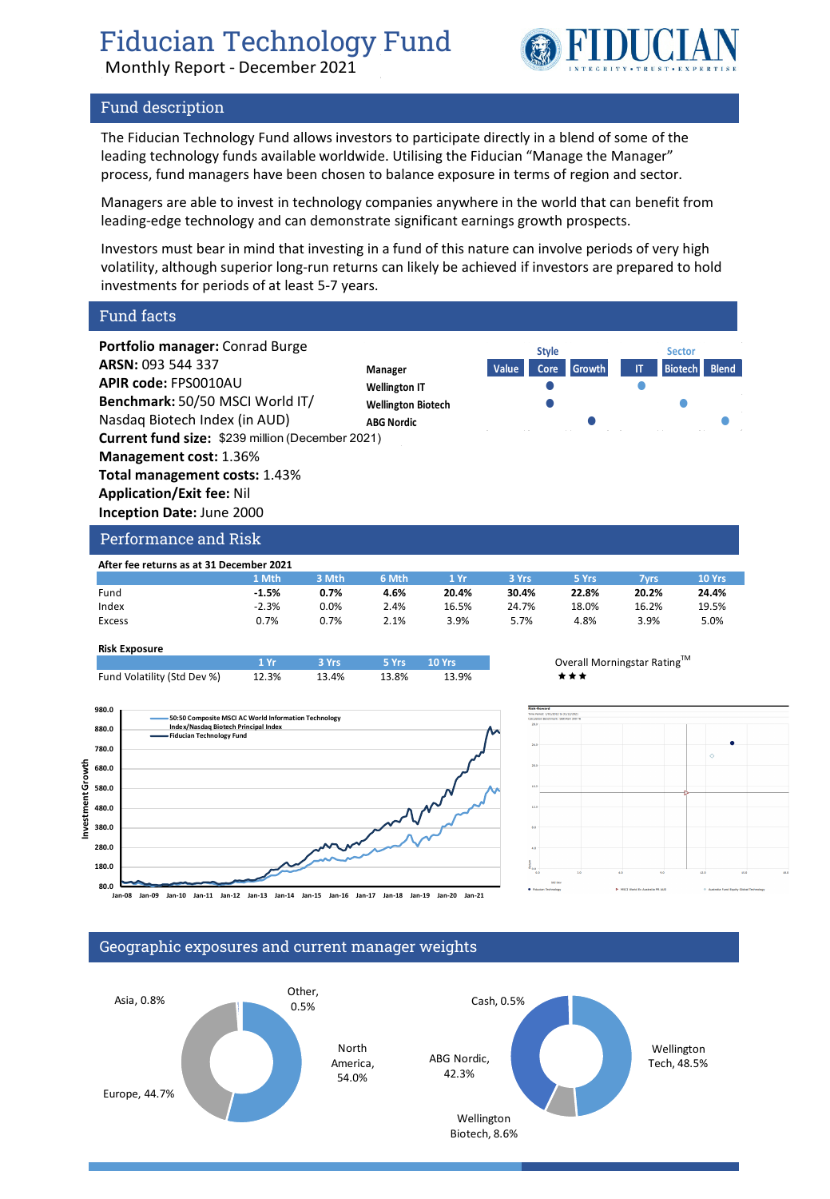# Fiducian Technology Fund

Monthly Report - December 2021

## Fund description

The Fiducian Technology Fund allows investors to participate directly in a blend of some of the leading technology funds available worldwide. Utilising the Fiducian "Manage the Manager" process, fund managers have been chosen to balance exposure in terms of region and sector.

Managers are able to invest in technology companies anywhere in the world that can benefit from leading-edge technology and can demonstrate significant earnings growth prospects.

Investors must bear in mind that investing in a fund of this nature can involve periods of very high volatility, although superior long-run returns can likely be achieved if investors are prepared to hold investments for periods of at least 5-7 years.

## Fund facts

**Portfolio manager:** Conrad Burge
**ARSN:** 093 544 337
**APIR code:** FPS0010AU
**Benchmark:** 50/50 MSCI World IT/ Nasdaq Biotech Index (in AUD)
**Current fund size:** $239 million (December 2021)
**Management cost:** 1.36%
**Total management costs:** 1.43%
**Application/Exit fee:** Nil
**Inception Date:** June 2000

| Manager | Style: Value | Style: Core | Style: Growth | Sector: IT | Sector: Biotech | Sector: Blend |
|---|---|---|---|---|---|---|
| Wellington IT | | ● | | ● | | |
| Wellington Biotech | | ● | | | ● | |
| ABG Nordic | | | ● | | | ● |

## Performance and Risk

**After fee returns as at 31 December 2021**

| | 1 Mth | 3 Mth | 6 Mth | 1 Yr | 3 Yrs | 5 Yrs | 7yrs | 10 Yrs |
|---|---|---|---|---|---|---|---|---|
| Fund | **-1.5%** | **0.7%** | **4.6%** | **20.4%** | **30.4%** | **22.8%** | **20.2%** | **24.4%** |
| Index | -2.3% | 0.0% | 2.4% | 16.5% | 24.7% | 18.0% | 16.2% | 19.5% |
| Excess | 0.7% | 0.7% | 2.1% | 3.9% | 5.7% | 4.8% | 3.9% | 5.0% |

**Risk Exposure**

| | 1 Yr | 3 Yrs | 5 Yrs | 10 Yrs |
|---|---|---|---|---|
| Fund Volatility (Std Dev %) | 12.3% | 13.4% | 13.8% | 13.9% |

Overall Morningstar Rating™ ★★★

## Geographic exposures and current manager weights

Geographic exposures: North America, 54.0%; Europe, 44.7%; Asia, 0.8%; Other, 0.5%

Current manager weights: Wellington Tech, 48.5%; ABG Nordic, 42.3%; Wellington Biotech, 8.6%; Cash, 0.5%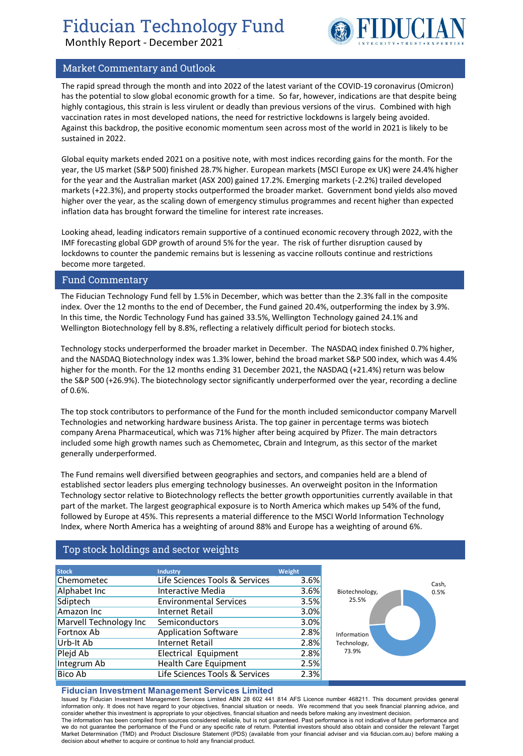# Fiducian Technology Fund

Monthly Report - December 2021

## Market Commentary and Outlook

The rapid spread through the month and into 2022 of the latest variant of the COVID-19 coronavirus (Omicron) has the potential to slow global economic growth for a time. So far, however, indications are that despite being highly contagious, this strain is less virulent or deadly than previous versions of the virus. Combined with high vaccination rates in most developed nations, the need for restrictive lockdowns is largely being avoided. Against this backdrop, the positive economic momentum seen across most of the world in 2021 is likely to be sustained in 2022.

Global equity markets ended 2021 on a positive note, with most indices recording gains for the month. For the year, the US market (S&P 500) finished 28.7% higher. European markets (MSCI Europe ex UK) were 24.4% higher for the year and the Australian market (ASX 200) gained 17.2%. Emerging markets (-2.2%) trailed developed markets (+22.3%), and property stocks outperformed the broader market. Government bond yields also moved higher over the year, as the scaling down of emergency stimulus programmes and recent higher than expected inflation data has brought forward the timeline for interest rate increases.

Looking ahead, leading indicators remain supportive of a continued economic recovery through 2022, with the IMF forecasting global GDP growth of around 5% for the year. The risk of further disruption caused by lockdowns to counter the pandemic remains but is lessening as vaccine rollouts continue and restrictions become more targeted.

## Fund Commentary

The Fiducian Technology Fund fell by 1.5% in December, which was better than the 2.3% fall in the composite index. Over the 12 months to the end of December, the Fund gained 20.4%, outperforming the index by 3.9%. In this time, the Nordic Technology Fund has gained 33.5%, Wellington Technology gained 24.1% and Wellington Biotechnology fell by 8.8%, reflecting a relatively difficult period for biotech stocks.

Technology stocks underperformed the broader market in December. The NASDAQ index finished 0.7% higher, and the NASDAQ Biotechnology index was 1.3% lower, behind the broad market S&P 500 index, which was 4.4% higher for the month. For the 12 months ending 31 December 2021, the NASDAQ (+21.4%) return was below the S&P 500 (+26.9%). The biotechnology sector significantly underperformed over the year, recording a decline of 0.6%.

The top stock contributors to performance of the Fund for the month included semiconductor company Marvell Technologies and networking hardware business Arista. The top gainer in percentage terms was biotech company Arena Pharmaceutical, which was 71% higher after being acquired by Pfizer. The main detractors included some high growth names such as Chemometec, Cbrain and Integrum, as this sector of the market generally underperformed.

The Fund remains well diversified between geographies and sectors, and companies held are a blend of established sector leaders plus emerging technology businesses. An overweight positon in the Information Technology sector relative to Biotechnology reflects the better growth opportunities currently available in that part of the market. The largest geographical exposure is to North America which makes up 54% of the fund, followed by Europe at 45%. This represents a material difference to the MSCI World Information Technology Index, where North America has a weighting of around 88% and Europe has a weighting of around 6%.

## Top stock holdings and sector weights

| Stock | Industry | Weight |
|---|---|---|
| Chemometec | Life Sciences Tools & Services | 3.6% |
| Alphabet Inc | Interactive Media | 3.6% |
| Sdiptech | Environmental Services | 3.5% |
| Amazon Inc | Internet Retail | 3.0% |
| Marvell Technology Inc | Semiconductors | 3.0% |
| Fortnox Ab | Application Software | 2.8% |
| Urb-It Ab | Internet Retail | 2.8% |
| Plejd Ab | Electrical Equipment | 2.8% |
| Integrum Ab | Health Care Equipment | 2.5% |
| Bico Ab | Life Sciences Tools & Services | 2.3% |

Cash, 0.5%

Biotechnology, 25.5%

Information Technology, 73.9%

**Fiducian Investment Management Services Limited**

Issued by Fiducian Investment Management Services Limited ABN 28 602 441 814 AFS Licence number 468211. This document provides general information only. It does not have regard to your objectives, financial situation or needs. We recommend that you seek financial planning advice, and consider whether this investment is appropriate to your objectives, financial situation and needs before making any investment decision.
The information has been compiled from sources considered reliable, but is not guaranteed. Past performance is not indicative of future performance and we do not guarantee the performance of the Fund or any specific rate of return. Potential investors should also obtain and consider the relevant Target Market Determination (TMD) and Product Disclosure Statement (PDS) (available from your financial adviser and via fiducian.com.au) before making a decision about whether to acquire or continue to hold any financial product.